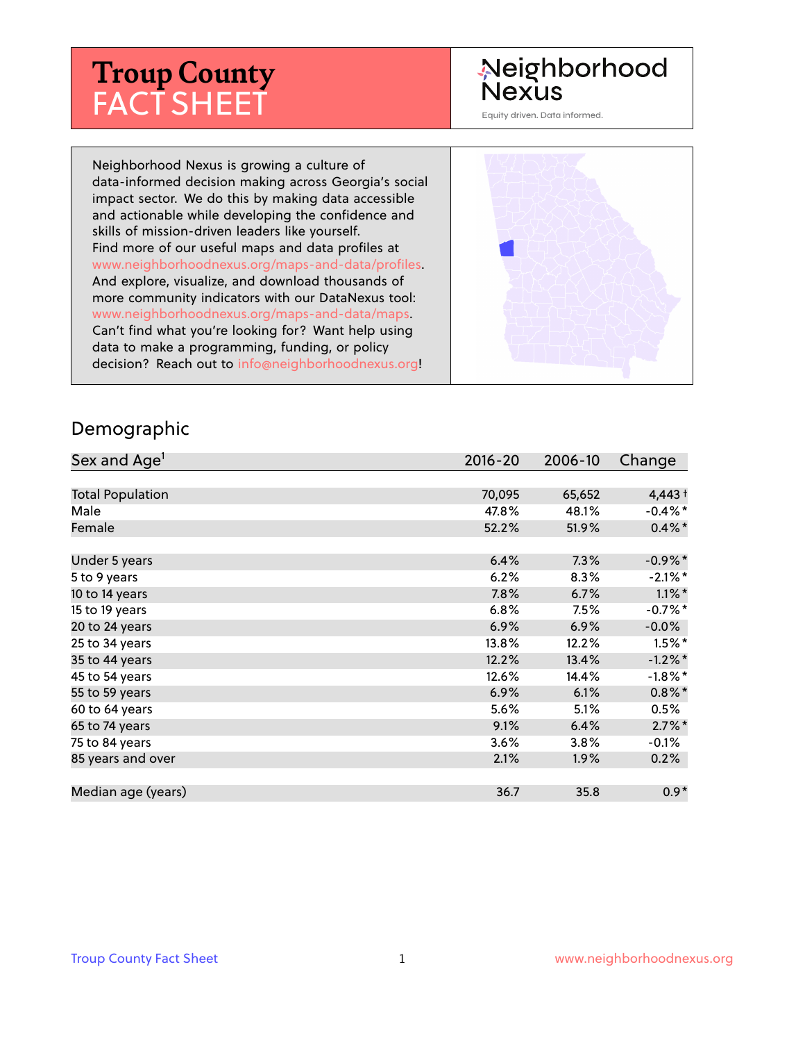# Troup County FACT SHEET

Neighborhood Nexus

Equity driven. Data informed.

Neighborhood Nexus is growing a culture of data-informed decision making across Georgia's social impact sector. We do this by making data accessible and actionable while developing the confidence and skills of mission-driven leaders like yourself. Find more of our useful maps and data profiles at www.neighborhoodnexus.org/maps-and-data/profiles. And explore, visualize, and download thousands of more community indicators with our DataNexus tool: www.neighborhoodnexus.org/maps-and-data/maps. Can't find what you're looking for? Want help using data to make a programming, funding, or policy decision? Reach out to info@neighborhoodnexus.org!

## Demographic

| Sex and Age[1] | 2016-20 | 2006-10 | Change |
|---|---|---|---|
| Total Population | 70,095 | 65,652 | 4,443 † |
| Male | 47.8% | 48.1% | -0.4%* |
| Female | 52.2% | 51.9% | 0.4%* |
| | | | |
| Under 5 years | 6.4% | 7.3% | -0.9%* |
| 5 to 9 years | 6.2% | 8.3% | -2.1%* |
| 10 to 14 years | 7.8% | 6.7% | 1.1%* |
| 15 to 19 years | 6.8% | 7.5% | -0.7%* |
| 20 to 24 years | 6.9% | 6.9% | -0.0% |
| 25 to 34 years | 13.8% | 12.2% | 1.5%* |
| 35 to 44 years | 12.2% | 13.4% | -1.2%* |
| 45 to 54 years | 12.6% | 14.4% | -1.8%* |
| 55 to 59 years | 6.9% | 6.1% | 0.8%* |
| 60 to 64 years | 5.6% | 5.1% | 0.5% |
| 65 to 74 years | 9.1% | 6.4% | 2.7%* |
| 75 to 84 years | 3.6% | 3.8% | -0.1% |
| 85 years and over | 2.1% | 1.9% | 0.2% |
| | | | |
| Median age (years) | 36.7 | 35.8 | 0.9* |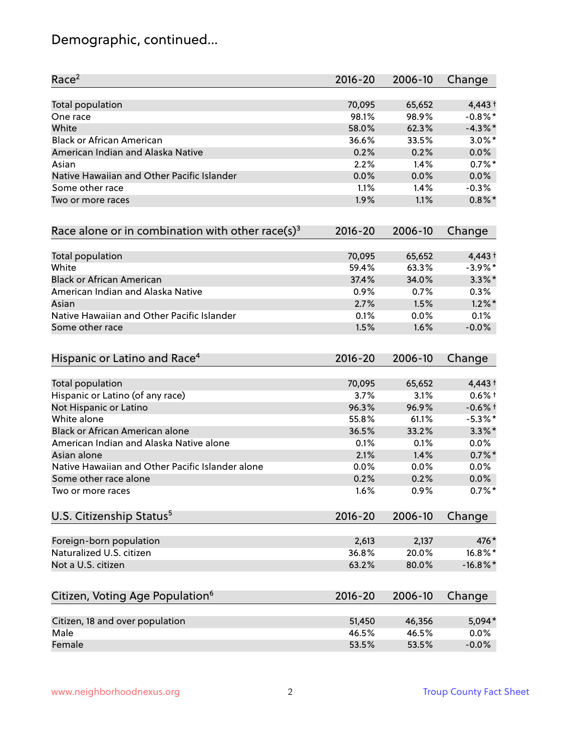# Demographic, continued...

| Race[2] | 2016-20 | 2006-10 | Change |
|---|---|---|---|
| Total population | 70,095 | 65,652 | 4,443 † |
| One race | 98.1% | 98.9% | -0.8% * |
| White | 58.0% | 62.3% | -4.3% * |
| Black or African American | 36.6% | 33.5% | 3.0% * |
| American Indian and Alaska Native | 0.2% | 0.2% | 0.0% |
| Asian | 2.2% | 1.4% | 0.7% * |
| Native Hawaiian and Other Pacific Islander | 0.0% | 0.0% | 0.0% |
| Some other race | 1.1% | 1.4% | -0.3% |
| Two or more races | 1.9% | 1.1% | 0.8% * |

| Race alone or in combination with other race(s)[3] | 2016-20 | 2006-10 | Change |
|---|---|---|---|
| Total population | 70,095 | 65,652 | 4,443 † |
| White | 59.4% | 63.3% | -3.9% * |
| Black or African American | 37.4% | 34.0% | 3.3% * |
| American Indian and Alaska Native | 0.9% | 0.7% | 0.3% |
| Asian | 2.7% | 1.5% | 1.2% * |
| Native Hawaiian and Other Pacific Islander | 0.1% | 0.0% | 0.1% |
| Some other race | 1.5% | 1.6% | -0.0% |

| Hispanic or Latino and Race[4] | 2016-20 | 2006-10 | Change |
|---|---|---|---|
| Total population | 70,095 | 65,652 | 4,443 † |
| Hispanic or Latino (of any race) | 3.7% | 3.1% | 0.6% † |
| Not Hispanic or Latino | 96.3% | 96.9% | -0.6% † |
| White alone | 55.8% | 61.1% | -5.3% * |
| Black or African American alone | 36.5% | 33.2% | 3.3% * |
| American Indian and Alaska Native alone | 0.1% | 0.1% | 0.0% |
| Asian alone | 2.1% | 1.4% | 0.7% * |
| Native Hawaiian and Other Pacific Islander alone | 0.0% | 0.0% | 0.0% |
| Some other race alone | 0.2% | 0.2% | 0.0% |
| Two or more races | 1.6% | 0.9% | 0.7% * |

| U.S. Citizenship Status[5] | 2016-20 | 2006-10 | Change |
|---|---|---|---|
| Foreign-born population | 2,613 | 2,137 | 476 * |
| Naturalized U.S. citizen | 36.8% | 20.0% | 16.8% * |
| Not a U.S. citizen | 63.2% | 80.0% | -16.8% * |

| Citizen, Voting Age Population[6] | 2016-20 | 2006-10 | Change |
|---|---|---|---|
| Citizen, 18 and over population | 51,450 | 46,356 | 5,094 * |
| Male | 46.5% | 46.5% | 0.0% |
| Female | 53.5% | 53.5% | -0.0% |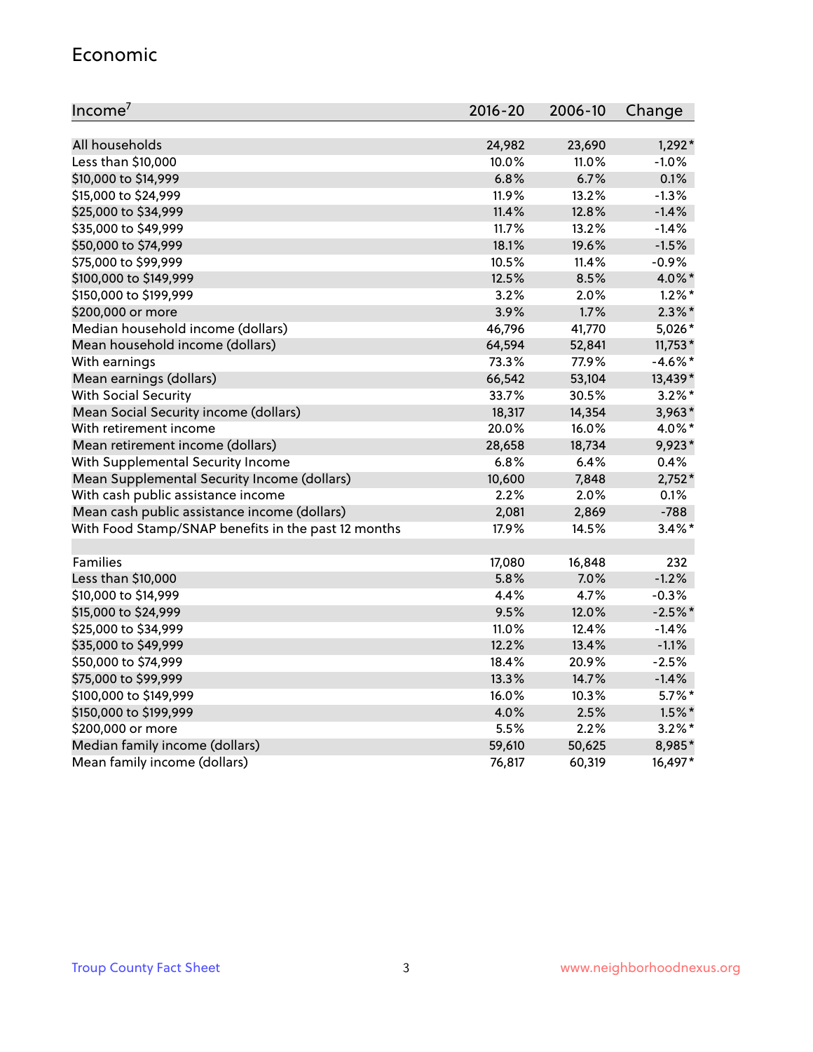## Economic

| Income[7] | 2016-20 | 2006-10 | Change |
|---|---|---|---|
| All households | 24,982 | 23,690 | 1,292* |
| Less than $10,000 | 10.0% | 11.0% | -1.0% |
| $10,000 to $14,999 | 6.8% | 6.7% | 0.1% |
| $15,000 to $24,999 | 11.9% | 13.2% | -1.3% |
| $25,000 to $34,999 | 11.4% | 12.8% | -1.4% |
| $35,000 to $49,999 | 11.7% | 13.2% | -1.4% |
| $50,000 to $74,999 | 18.1% | 19.6% | -1.5% |
| $75,000 to $99,999 | 10.5% | 11.4% | -0.9% |
| $100,000 to $149,999 | 12.5% | 8.5% | 4.0%* |
| $150,000 to $199,999 | 3.2% | 2.0% | 1.2%* |
| $200,000 or more | 3.9% | 1.7% | 2.3%* |
| Median household income (dollars) | 46,796 | 41,770 | 5,026* |
| Mean household income (dollars) | 64,594 | 52,841 | 11,753* |
| With earnings | 73.3% | 77.9% | -4.6%* |
| Mean earnings (dollars) | 66,542 | 53,104 | 13,439* |
| With Social Security | 33.7% | 30.5% | 3.2%* |
| Mean Social Security income (dollars) | 18,317 | 14,354 | 3,963* |
| With retirement income | 20.0% | 16.0% | 4.0%* |
| Mean retirement income (dollars) | 28,658 | 18,734 | 9,923* |
| With Supplemental Security Income | 6.8% | 6.4% | 0.4% |
| Mean Supplemental Security Income (dollars) | 10,600 | 7,848 | 2,752* |
| With cash public assistance income | 2.2% | 2.0% | 0.1% |
| Mean cash public assistance income (dollars) | 2,081 | 2,869 | -788 |
| With Food Stamp/SNAP benefits in the past 12 months | 17.9% | 14.5% | 3.4%* |
| | | | |
| Families | 17,080 | 16,848 | 232 |
| Less than $10,000 | 5.8% | 7.0% | -1.2% |
| $10,000 to $14,999 | 4.4% | 4.7% | -0.3% |
| $15,000 to $24,999 | 9.5% | 12.0% | -2.5%* |
| $25,000 to $34,999 | 11.0% | 12.4% | -1.4% |
| $35,000 to $49,999 | 12.2% | 13.4% | -1.1% |
| $50,000 to $74,999 | 18.4% | 20.9% | -2.5% |
| $75,000 to $99,999 | 13.3% | 14.7% | -1.4% |
| $100,000 to $149,999 | 16.0% | 10.3% | 5.7%* |
| $150,000 to $199,999 | 4.0% | 2.5% | 1.5%* |
| $200,000 or more | 5.5% | 2.2% | 3.2%* |
| Median family income (dollars) | 59,610 | 50,625 | 8,985* |
| Mean family income (dollars) | 76,817 | 60,319 | 16,497* |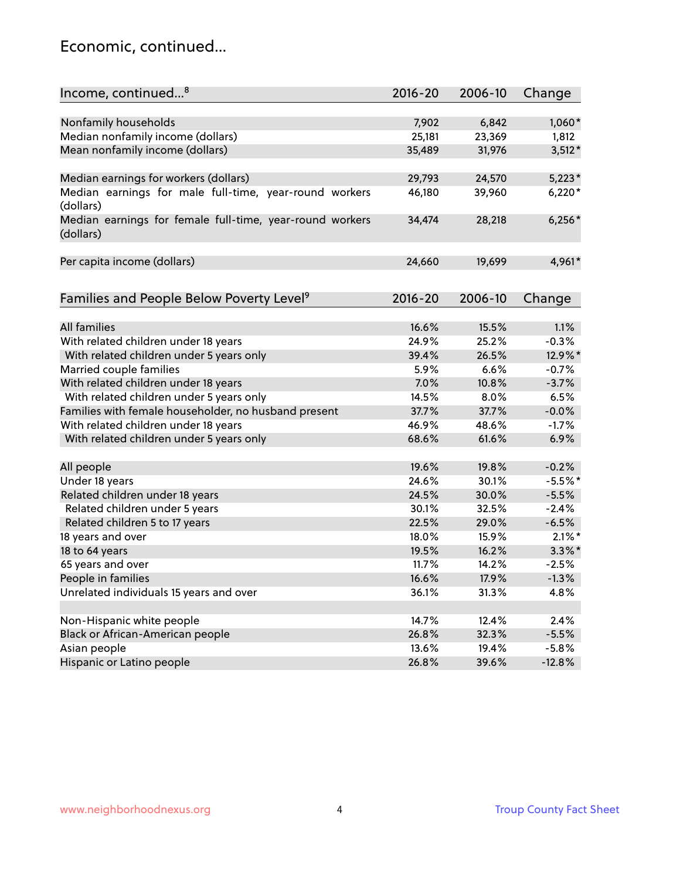## Economic, continued...

| Income, continued...[8] | 2016-20 | 2006-10 | Change |
|---|---|---|---|
| Nonfamily households | 7,902 | 6,842 | 1,060* |
| Median nonfamily income (dollars) | 25,181 | 23,369 | 1,812 |
| Mean nonfamily income (dollars) | 35,489 | 31,976 | 3,512* |
| Median earnings for workers (dollars) | 29,793 | 24,570 | 5,223* |
| Median earnings for male full-time, year-round workers (dollars) | 46,180 | 39,960 | 6,220* |
| Median earnings for female full-time, year-round workers (dollars) | 34,474 | 28,218 | 6,256* |
| Per capita income (dollars) | 24,660 | 19,699 | 4,961* |

| Families and People Below Poverty Level[9] | 2016-20 | 2006-10 | Change |
|---|---|---|---|
| All families | 16.6% | 15.5% | 1.1% |
| With related children under 18 years | 24.9% | 25.2% | -0.3% |
| With related children under 5 years only | 39.4% | 26.5% | 12.9%* |
| Married couple families | 5.9% | 6.6% | -0.7% |
| With related children under 18 years | 7.0% | 10.8% | -3.7% |
| With related children under 5 years only | 14.5% | 8.0% | 6.5% |
| Families with female householder, no husband present | 37.7% | 37.7% | -0.0% |
| With related children under 18 years | 46.9% | 48.6% | -1.7% |
| With related children under 5 years only | 68.6% | 61.6% | 6.9% |
| All people | 19.6% | 19.8% | -0.2% |
| Under 18 years | 24.6% | 30.1% | -5.5%* |
| Related children under 18 years | 24.5% | 30.0% | -5.5% |
| Related children under 5 years | 30.1% | 32.5% | -2.4% |
| Related children 5 to 17 years | 22.5% | 29.0% | -6.5% |
| 18 years and over | 18.0% | 15.9% | 2.1%* |
| 18 to 64 years | 19.5% | 16.2% | 3.3%* |
| 65 years and over | 11.7% | 14.2% | -2.5% |
| People in families | 16.6% | 17.9% | -1.3% |
| Unrelated individuals 15 years and over | 36.1% | 31.3% | 4.8% |
| Non-Hispanic white people | 14.7% | 12.4% | 2.4% |
| Black or African-American people | 26.8% | 32.3% | -5.5% |
| Asian people | 13.6% | 19.4% | -5.8% |
| Hispanic or Latino people | 26.8% | 39.6% | -12.8% |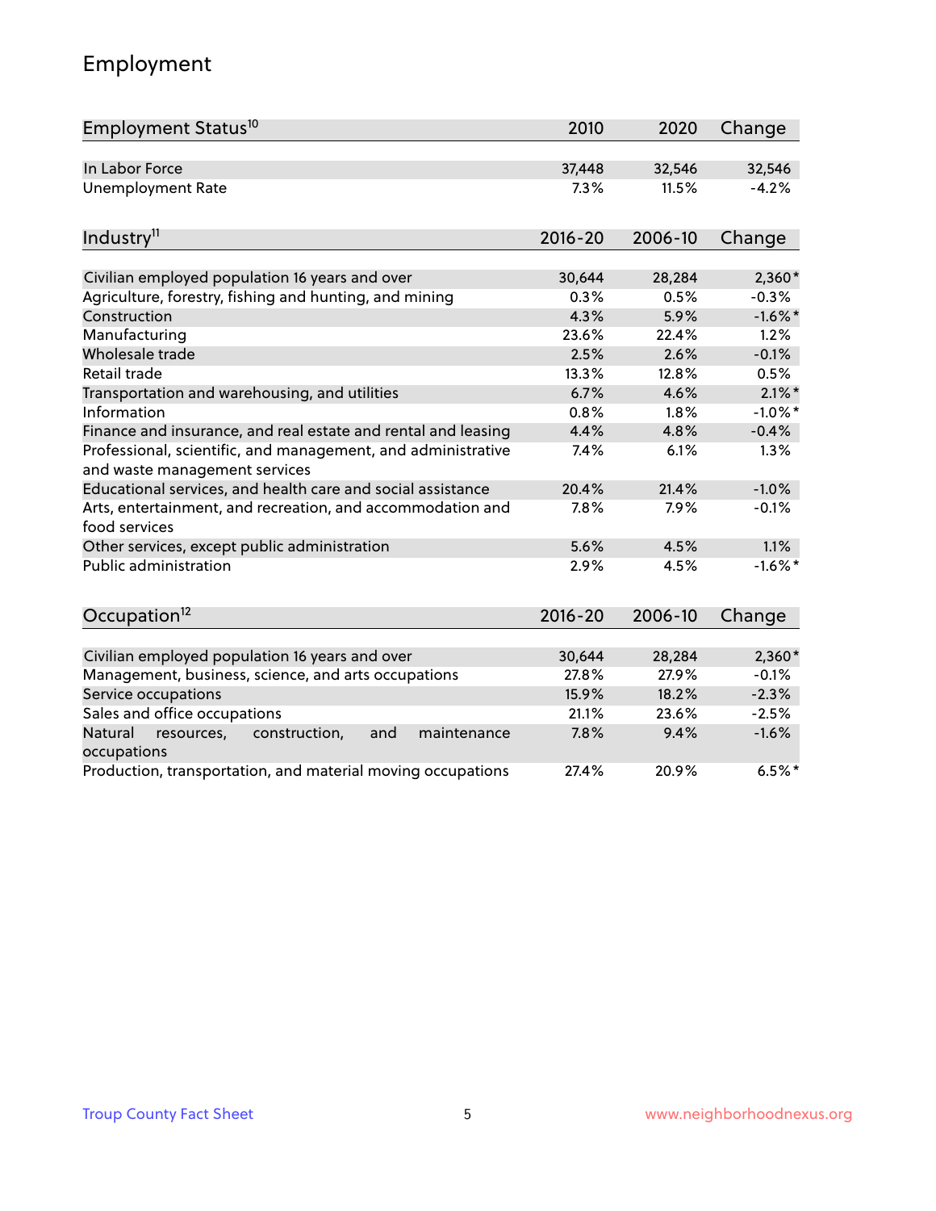## Employment

| Employment Status[10] | 2010 | 2020 | Change |
|---|---|---|---|
| In Labor Force | 37,448 | 32,546 | 32,546 |
| Unemployment Rate | 7.3% | 11.5% | -4.2% |

| Industry[11] | 2016-20 | 2006-10 | Change |
|---|---|---|---|
| Civilian employed population 16 years and over | 30,644 | 28,284 | 2,360* |
| Agriculture, forestry, fishing and hunting, and mining | 0.3% | 0.5% | -0.3% |
| Construction | 4.3% | 5.9% | -1.6%* |
| Manufacturing | 23.6% | 22.4% | 1.2% |
| Wholesale trade | 2.5% | 2.6% | -0.1% |
| Retail trade | 13.3% | 12.8% | 0.5% |
| Transportation and warehousing, and utilities | 6.7% | 4.6% | 2.1%* |
| Information | 0.8% | 1.8% | -1.0%* |
| Finance and insurance, and real estate and rental and leasing | 4.4% | 4.8% | -0.4% |
| Professional, scientific, and management, and administrative and waste management services | 7.4% | 6.1% | 1.3% |
| Educational services, and health care and social assistance | 20.4% | 21.4% | -1.0% |
| Arts, entertainment, and recreation, and accommodation and food services | 7.8% | 7.9% | -0.1% |
| Other services, except public administration | 5.6% | 4.5% | 1.1% |
| Public administration | 2.9% | 4.5% | -1.6%* |

| Occupation[12] | 2016-20 | 2006-10 | Change |
|---|---|---|---|
| Civilian employed population 16 years and over | 30,644 | 28,284 | 2,360* |
| Management, business, science, and arts occupations | 27.8% | 27.9% | -0.1% |
| Service occupations | 15.9% | 18.2% | -2.3% |
| Sales and office occupations | 21.1% | 23.6% | -2.5% |
| Natural resources, construction, and maintenance occupations | 7.8% | 9.4% | -1.6% |
| Production, transportation, and material moving occupations | 27.4% | 20.9% | 6.5%* |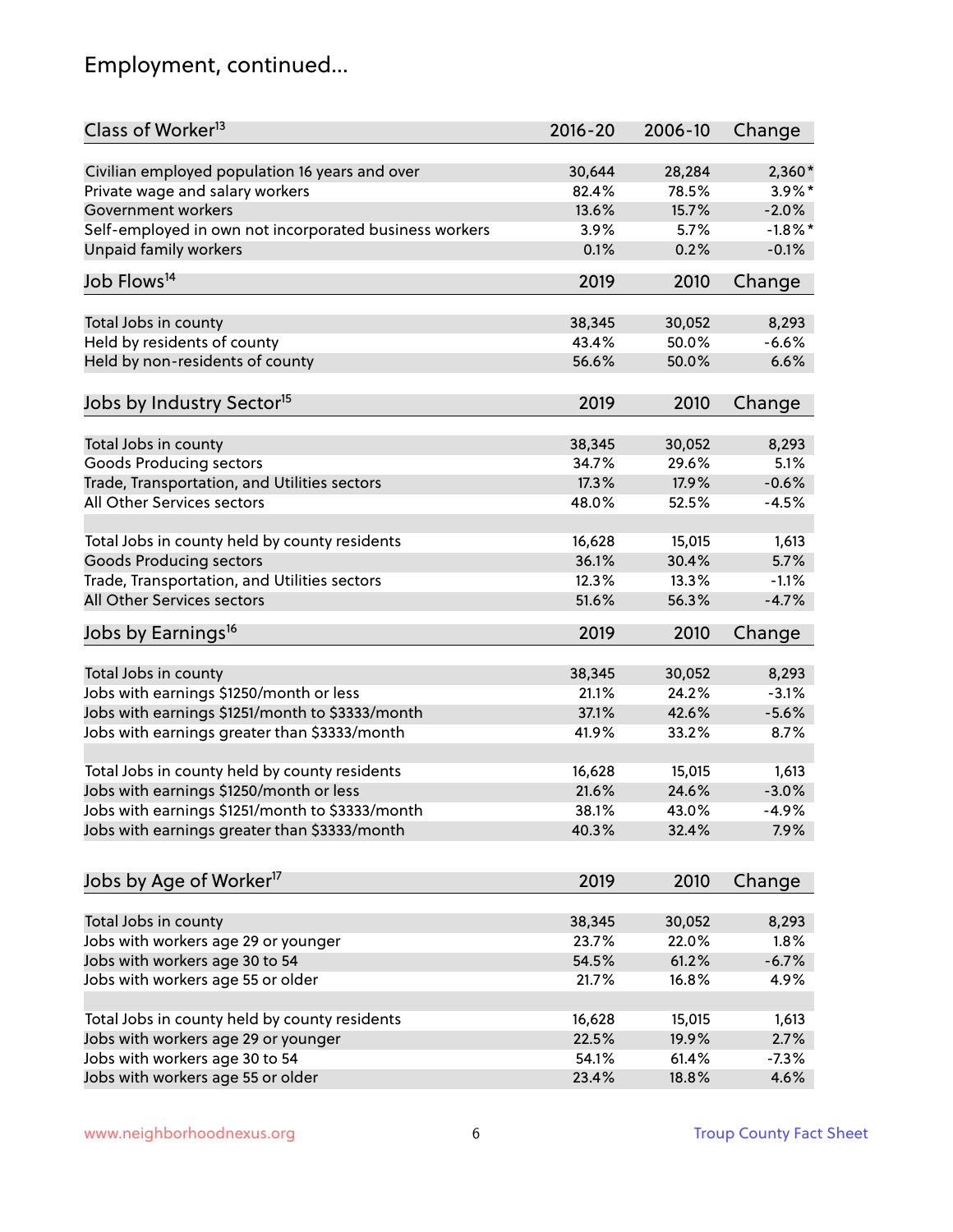# Employment, continued...

| Class of Worker[13] | 2016-20 | 2006-10 | Change |
|---|---|---|---|
| Civilian employed population 16 years and over | 30,644 | 28,284 | 2,360* |
| Private wage and salary workers | 82.4% | 78.5% | 3.9%* |
| Government workers | 13.6% | 15.7% | -2.0% |
| Self-employed in own not incorporated business workers | 3.9% | 5.7% | -1.8%* |
| Unpaid family workers | 0.1% | 0.2% | -0.1% |

| Job Flows[14] | 2019 | 2010 | Change |
|---|---|---|---|
| Total Jobs in county | 38,345 | 30,052 | 8,293 |
| Held by residents of county | 43.4% | 50.0% | -6.6% |
| Held by non-residents of county | 56.6% | 50.0% | 6.6% |

| Jobs by Industry Sector[15] | 2019 | 2010 | Change |
|---|---|---|---|
| Total Jobs in county | 38,345 | 30,052 | 8,293 |
| Goods Producing sectors | 34.7% | 29.6% | 5.1% |
| Trade, Transportation, and Utilities sectors | 17.3% | 17.9% | -0.6% |
| All Other Services sectors | 48.0% | 52.5% | -4.5% |
| | | | |
| Total Jobs in county held by county residents | 16,628 | 15,015 | 1,613 |
| Goods Producing sectors | 36.1% | 30.4% | 5.7% |
| Trade, Transportation, and Utilities sectors | 12.3% | 13.3% | -1.1% |
| All Other Services sectors | 51.6% | 56.3% | -4.7% |

| Jobs by Earnings[16] | 2019 | 2010 | Change |
|---|---|---|---|
| Total Jobs in county | 38,345 | 30,052 | 8,293 |
| Jobs with earnings $1250/month or less | 21.1% | 24.2% | -3.1% |
| Jobs with earnings $1251/month to $3333/month | 37.1% | 42.6% | -5.6% |
| Jobs with earnings greater than $3333/month | 41.9% | 33.2% | 8.7% |
| | | | |
| Total Jobs in county held by county residents | 16,628 | 15,015 | 1,613 |
| Jobs with earnings $1250/month or less | 21.6% | 24.6% | -3.0% |
| Jobs with earnings $1251/month to $3333/month | 38.1% | 43.0% | -4.9% |
| Jobs with earnings greater than $3333/month | 40.3% | 32.4% | 7.9% |

| Jobs by Age of Worker[17] | 2019 | 2010 | Change |
|---|---|---|---|
| Total Jobs in county | 38,345 | 30,052 | 8,293 |
| Jobs with workers age 29 or younger | 23.7% | 22.0% | 1.8% |
| Jobs with workers age 30 to 54 | 54.5% | 61.2% | -6.7% |
| Jobs with workers age 55 or older | 21.7% | 16.8% | 4.9% |
| | | | |
| Total Jobs in county held by county residents | 16,628 | 15,015 | 1,613 |
| Jobs with workers age 29 or younger | 22.5% | 19.9% | 2.7% |
| Jobs with workers age 30 to 54 | 54.1% | 61.4% | -7.3% |
| Jobs with workers age 55 or older | 23.4% | 18.8% | 4.6% |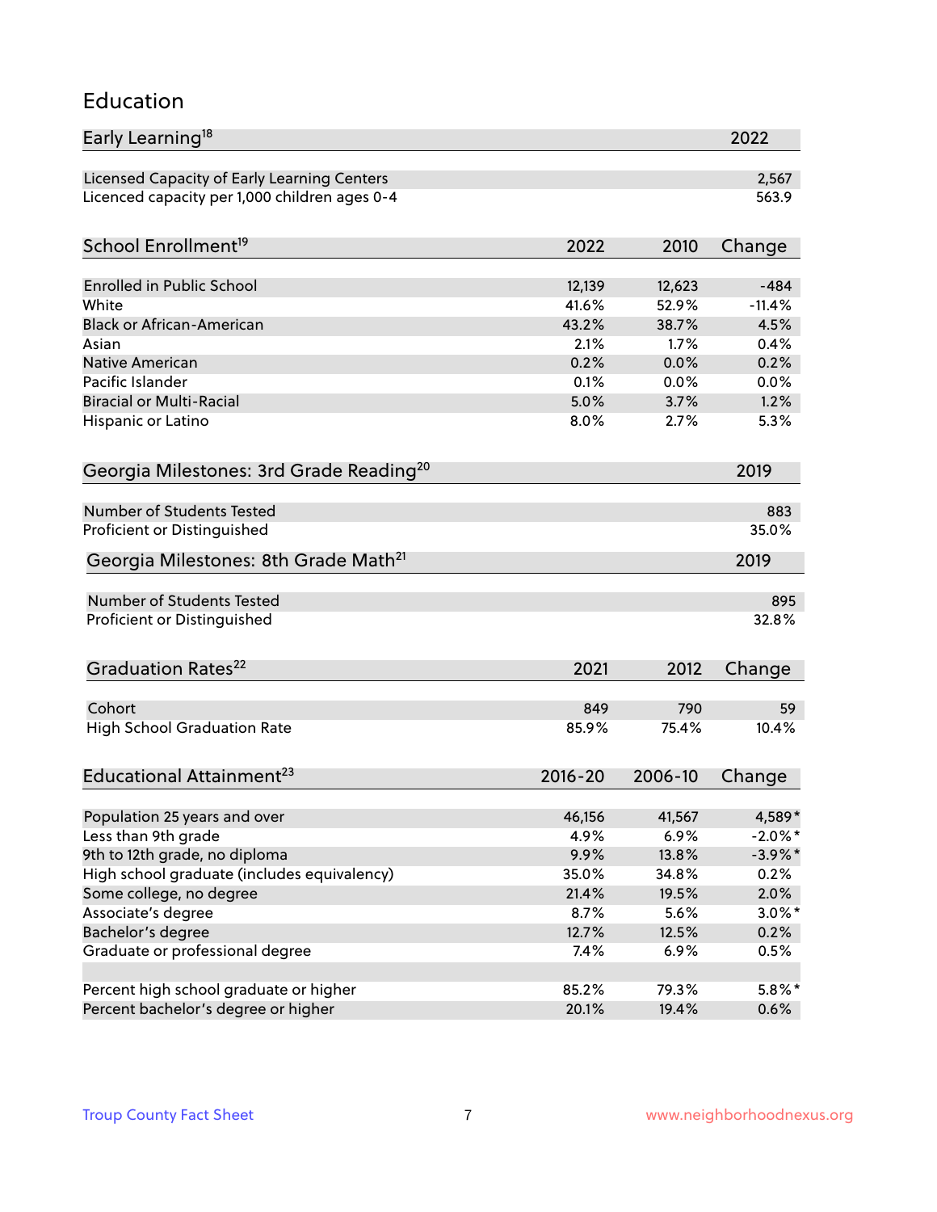# Education

| Early Learning[18] | 2022 |
|---|---|
| Licensed Capacity of Early Learning Centers | 2,567 |
| Licenced capacity per 1,000 children ages 0-4 | 563.9 |

| School Enrollment[19] | 2022 | 2010 | Change |
|---|---|---|---|
| Enrolled in Public School | 12,139 | 12,623 | -484 |
| White | 41.6% | 52.9% | -11.4% |
| Black or African-American | 43.2% | 38.7% | 4.5% |
| Asian | 2.1% | 1.7% | 0.4% |
| Native American | 0.2% | 0.0% | 0.2% |
| Pacific Islander | 0.1% | 0.0% | 0.0% |
| Biracial or Multi-Racial | 5.0% | 3.7% | 1.2% |
| Hispanic or Latino | 8.0% | 2.7% | 5.3% |

| Georgia Milestones: 3rd Grade Reading[20] | 2019 |
|---|---|
| Number of Students Tested | 883 |
| Proficient or Distinguished | 35.0% |

| Georgia Milestones: 8th Grade Math[21] | 2019 |
|---|---|
| Number of Students Tested | 895 |
| Proficient or Distinguished | 32.8% |

| Graduation Rates[22] | 2021 | 2012 | Change |
|---|---|---|---|
| Cohort | 849 | 790 | 59 |
| High School Graduation Rate | 85.9% | 75.4% | 10.4% |

| Educational Attainment[23] | 2016-20 | 2006-10 | Change |
|---|---|---|---|
| Population 25 years and over | 46,156 | 41,567 | 4,589* |
| Less than 9th grade | 4.9% | 6.9% | -2.0%* |
| 9th to 12th grade, no diploma | 9.9% | 13.8% | -3.9%* |
| High school graduate (includes equivalency) | 35.0% | 34.8% | 0.2% |
| Some college, no degree | 21.4% | 19.5% | 2.0% |
| Associate's degree | 8.7% | 5.6% | 3.0%* |
| Bachelor's degree | 12.7% | 12.5% | 0.2% |
| Graduate or professional degree | 7.4% | 6.9% | 0.5% |
| | | | |
| Percent high school graduate or higher | 85.2% | 79.3% | 5.8%* |
| Percent bachelor's degree or higher | 20.1% | 19.4% | 0.6% |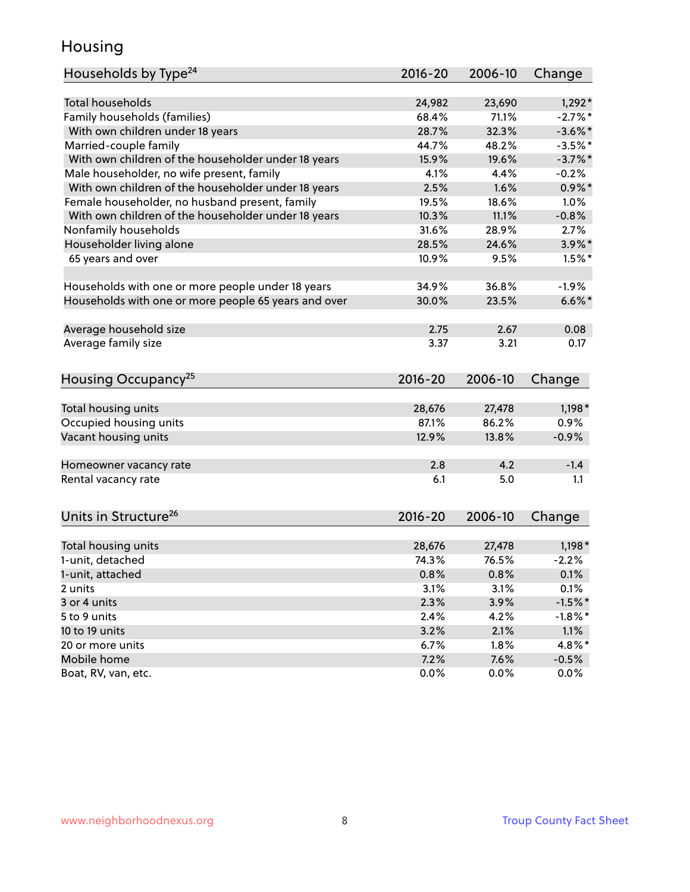## Housing

| Households by Type[24] | 2016-20 | 2006-10 | Change |
|---|---|---|---|
| Total households | 24,982 | 23,690 | 1,292* |
| Family households (families) | 68.4% | 71.1% | -2.7%* |
| With own children under 18 years | 28.7% | 32.3% | -3.6%* |
| Married-couple family | 44.7% | 48.2% | -3.5%* |
| With own children of the householder under 18 years | 15.9% | 19.6% | -3.7%* |
| Male householder, no wife present, family | 4.1% | 4.4% | -0.2% |
| With own children of the householder under 18 years | 2.5% | 1.6% | 0.9%* |
| Female householder, no husband present, family | 19.5% | 18.6% | 1.0% |
| With own children of the householder under 18 years | 10.3% | 11.1% | -0.8% |
| Nonfamily households | 31.6% | 28.9% | 2.7% |
| Householder living alone | 28.5% | 24.6% | 3.9%* |
| 65 years and over | 10.9% | 9.5% | 1.5%* |
| | | | |
| Households with one or more people under 18 years | 34.9% | 36.8% | -1.9% |
| Households with one or more people 65 years and over | 30.0% | 23.5% | 6.6%* |
| | | | |
| Average household size | 2.75 | 2.67 | 0.08 |
| Average family size | 3.37 | 3.21 | 0.17 |

| Housing Occupancy[25] | 2016-20 | 2006-10 | Change |
|---|---|---|---|
| Total housing units | 28,676 | 27,478 | 1,198* |
| Occupied housing units | 87.1% | 86.2% | 0.9% |
| Vacant housing units | 12.9% | 13.8% | -0.9% |
| | | | |
| Homeowner vacancy rate | 2.8 | 4.2 | -1.4 |
| Rental vacancy rate | 6.1 | 5.0 | 1.1 |

| Units in Structure[26] | 2016-20 | 2006-10 | Change |
|---|---|---|---|
| Total housing units | 28,676 | 27,478 | 1,198* |
| 1-unit, detached | 74.3% | 76.5% | -2.2% |
| 1-unit, attached | 0.8% | 0.8% | 0.1% |
| 2 units | 3.1% | 3.1% | 0.1% |
| 3 or 4 units | 2.3% | 3.9% | -1.5%* |
| 5 to 9 units | 2.4% | 4.2% | -1.8%* |
| 10 to 19 units | 3.2% | 2.1% | 1.1% |
| 20 or more units | 6.7% | 1.8% | 4.8%* |
| Mobile home | 7.2% | 7.6% | -0.5% |
| Boat, RV, van, etc. | 0.0% | 0.0% | 0.0% |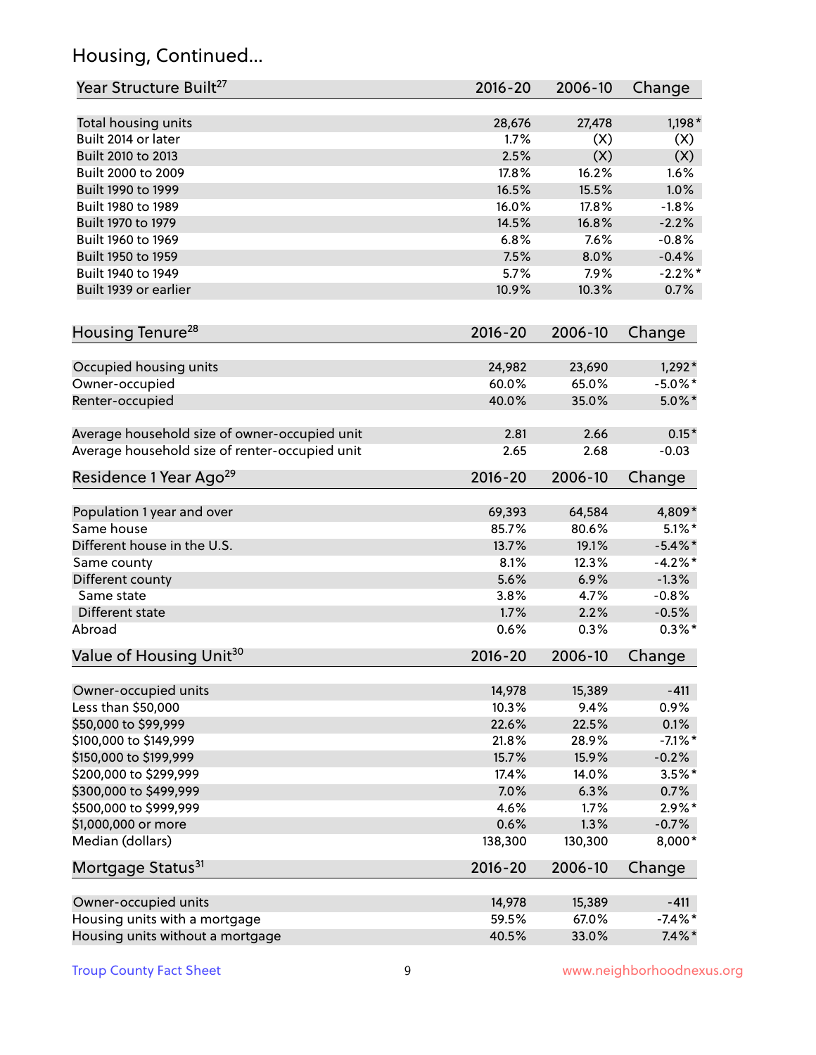## Housing, Continued...

| Year Structure Built[27] | 2016-20 | 2006-10 | Change |
|---|---|---|---|
| Total housing units | 28,676 | 27,478 | 1,198* |
| Built 2014 or later | 1.7% | (X) | (X) |
| Built 2010 to 2013 | 2.5% | (X) | (X) |
| Built 2000 to 2009 | 17.8% | 16.2% | 1.6% |
| Built 1990 to 1999 | 16.5% | 15.5% | 1.0% |
| Built 1980 to 1989 | 16.0% | 17.8% | -1.8% |
| Built 1970 to 1979 | 14.5% | 16.8% | -2.2% |
| Built 1960 to 1969 | 6.8% | 7.6% | -0.8% |
| Built 1950 to 1959 | 7.5% | 8.0% | -0.4% |
| Built 1940 to 1949 | 5.7% | 7.9% | -2.2%* |
| Built 1939 or earlier | 10.9% | 10.3% | 0.7% |

| Housing Tenure[28] | 2016-20 | 2006-10 | Change |
|---|---|---|---|
| Occupied housing units | 24,982 | 23,690 | 1,292* |
| Owner-occupied | 60.0% | 65.0% | -5.0%* |
| Renter-occupied | 40.0% | 35.0% | 5.0%* |
| Average household size of owner-occupied unit | 2.81 | 2.66 | 0.15* |
| Average household size of renter-occupied unit | 2.65 | 2.68 | -0.03 |

| Residence 1 Year Ago[29] | 2016-20 | 2006-10 | Change |
|---|---|---|---|
| Population 1 year and over | 69,393 | 64,584 | 4,809* |
| Same house | 85.7% | 80.6% | 5.1%* |
| Different house in the U.S. | 13.7% | 19.1% | -5.4%* |
| Same county | 8.1% | 12.3% | -4.2%* |
| Different county | 5.6% | 6.9% | -1.3% |
| Same state | 3.8% | 4.7% | -0.8% |
| Different state | 1.7% | 2.2% | -0.5% |
| Abroad | 0.6% | 0.3% | 0.3%* |

| Value of Housing Unit[30] | 2016-20 | 2006-10 | Change |
|---|---|---|---|
| Owner-occupied units | 14,978 | 15,389 | -411 |
| Less than $50,000 | 10.3% | 9.4% | 0.9% |
| $50,000 to $99,999 | 22.6% | 22.5% | 0.1% |
| $100,000 to $149,999 | 21.8% | 28.9% | -7.1%* |
| $150,000 to $199,999 | 15.7% | 15.9% | -0.2% |
| $200,000 to $299,999 | 17.4% | 14.0% | 3.5%* |
| $300,000 to $499,999 | 7.0% | 6.3% | 0.7% |
| $500,000 to $999,999 | 4.6% | 1.7% | 2.9%* |
| $1,000,000 or more | 0.6% | 1.3% | -0.7% |
| Median (dollars) | 138,300 | 130,300 | 8,000* |

| Mortgage Status[31] | 2016-20 | 2006-10 | Change |
|---|---|---|---|
| Owner-occupied units | 14,978 | 15,389 | -411 |
| Housing units with a mortgage | 59.5% | 67.0% | -7.4%* |
| Housing units without a mortgage | 40.5% | 33.0% | 7.4%* |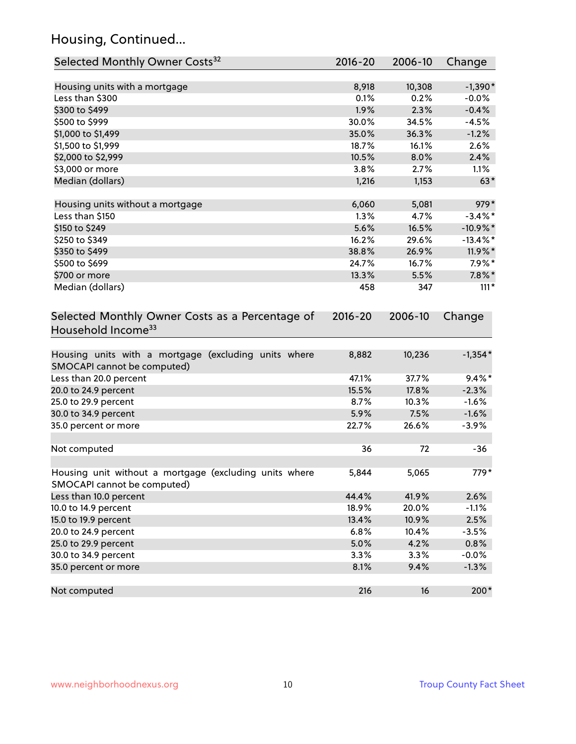## Housing, Continued...

| Selected Monthly Owner Costs[32] | 2016-20 | 2006-10 | Change |
|---|---|---|---|
| Housing units with a mortgage | 8,918 | 10,308 | -1,390* |
| Less than $300 | 0.1% | 0.2% | -0.0% |
| $300 to $499 | 1.9% | 2.3% | -0.4% |
| $500 to $999 | 30.0% | 34.5% | -4.5% |
| $1,000 to $1,499 | 35.0% | 36.3% | -1.2% |
| $1,500 to $1,999 | 18.7% | 16.1% | 2.6% |
| $2,000 to $2,999 | 10.5% | 8.0% | 2.4% |
| $3,000 or more | 3.8% | 2.7% | 1.1% |
| Median (dollars) | 1,216 | 1,153 | 63* |
| | | | |
| Housing units without a mortgage | 6,060 | 5,081 | 979* |
| Less than $150 | 1.3% | 4.7% | -3.4%* |
| $150 to $249 | 5.6% | 16.5% | -10.9%* |
| $250 to $349 | 16.2% | 29.6% | -13.4%* |
| $350 to $499 | 38.8% | 26.9% | 11.9%* |
| $500 to $699 | 24.7% | 16.7% | 7.9%* |
| $700 or more | 13.3% | 5.5% | 7.8%* |
| Median (dollars) | 458 | 347 | 111* |

| Selected Monthly Owner Costs as a Percentage of Household Income[33] | 2016-20 | 2006-10 | Change |
|---|---|---|---|
| Housing units with a mortgage (excluding units where SMOCAPI cannot be computed) | 8,882 | 10,236 | -1,354* |
| Less than 20.0 percent | 47.1% | 37.7% | 9.4%* |
| 20.0 to 24.9 percent | 15.5% | 17.8% | -2.3% |
| 25.0 to 29.9 percent | 8.7% | 10.3% | -1.6% |
| 30.0 to 34.9 percent | 5.9% | 7.5% | -1.6% |
| 35.0 percent or more | 22.7% | 26.6% | -3.9% |
| | | | |
| Not computed | 36 | 72 | -36 |
| | | | |
| Housing unit without a mortgage (excluding units where SMOCAPI cannot be computed) | 5,844 | 5,065 | 779* |
| Less than 10.0 percent | 44.4% | 41.9% | 2.6% |
| 10.0 to 14.9 percent | 18.9% | 20.0% | -1.1% |
| 15.0 to 19.9 percent | 13.4% | 10.9% | 2.5% |
| 20.0 to 24.9 percent | 6.8% | 10.4% | -3.5% |
| 25.0 to 29.9 percent | 5.0% | 4.2% | 0.8% |
| 30.0 to 34.9 percent | 3.3% | 3.3% | -0.0% |
| 35.0 percent or more | 8.1% | 9.4% | -1.3% |
| | | | |
| Not computed | 216 | 16 | 200* |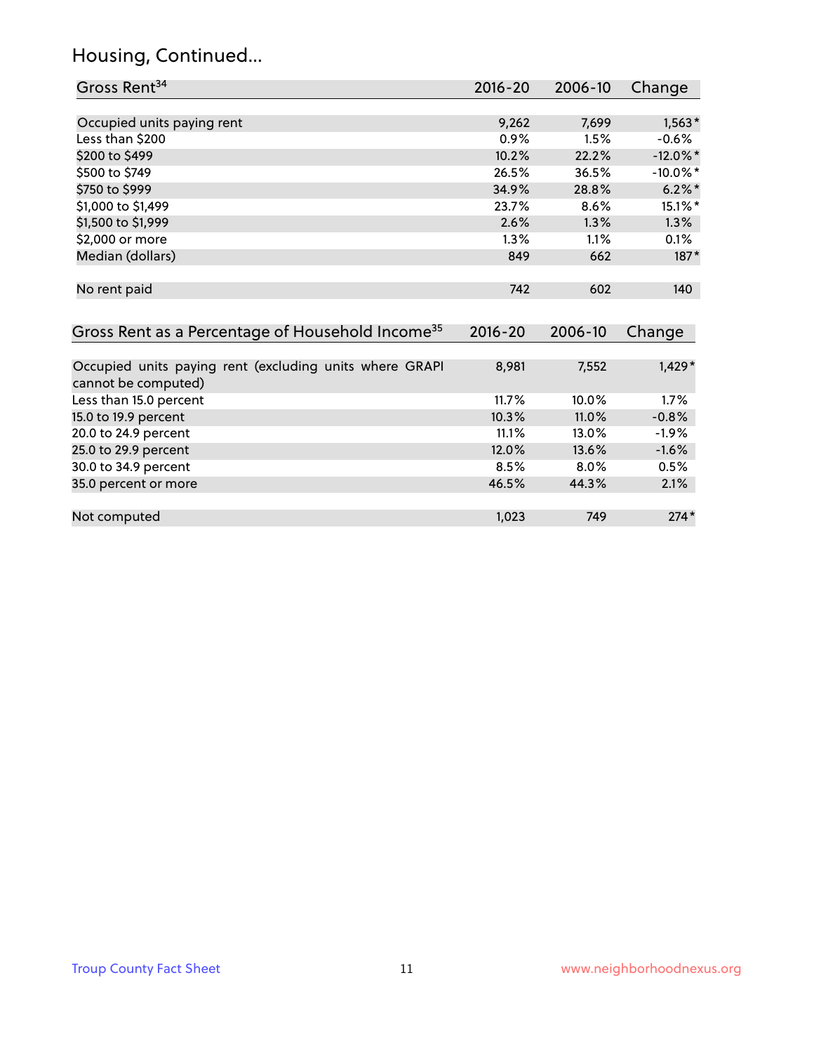## Housing, Continued...

| Gross Rent[34] | 2016-20 | 2006-10 | Change |
|---|---|---|---|
| Occupied units paying rent | 9,262 | 7,699 | 1,563* |
| Less than $200 | 0.9% | 1.5% | -0.6% |
| $200 to $499 | 10.2% | 22.2% | -12.0%* |
| $500 to $749 | 26.5% | 36.5% | -10.0%* |
| $750 to $999 | 34.9% | 28.8% | 6.2%* |
| $1,000 to $1,499 | 23.7% | 8.6% | 15.1%* |
| $1,500 to $1,999 | 2.6% | 1.3% | 1.3% |
| $2,000 or more | 1.3% | 1.1% | 0.1% |
| Median (dollars) | 849 | 662 | 187* |
| No rent paid | 742 | 602 | 140 |

| Gross Rent as a Percentage of Household Income[35] | 2016-20 | 2006-10 | Change |
|---|---|---|---|
| Occupied units paying rent (excluding units where GRAPI cannot be computed) | 8,981 | 7,552 | 1,429* |
| Less than 15.0 percent | 11.7% | 10.0% | 1.7% |
| 15.0 to 19.9 percent | 10.3% | 11.0% | -0.8% |
| 20.0 to 24.9 percent | 11.1% | 13.0% | -1.9% |
| 25.0 to 29.9 percent | 12.0% | 13.6% | -1.6% |
| 30.0 to 34.9 percent | 8.5% | 8.0% | 0.5% |
| 35.0 percent or more | 46.5% | 44.3% | 2.1% |
| Not computed | 1,023 | 749 | 274* |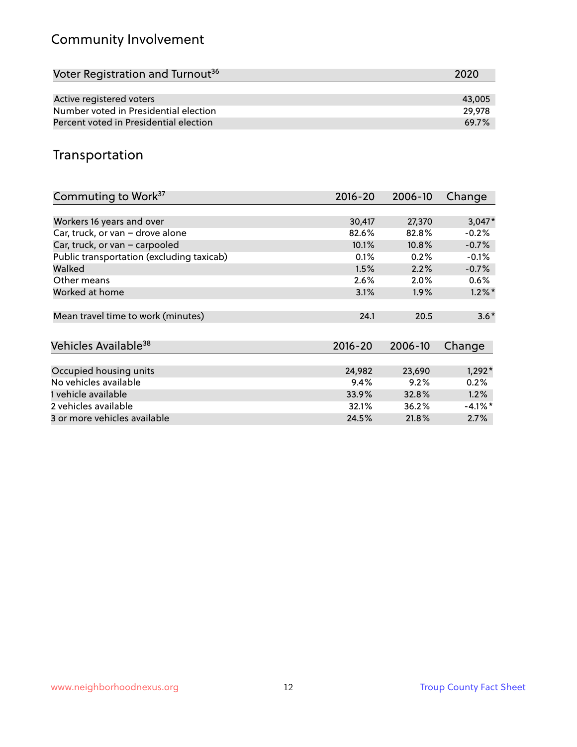## Community Involvement

| Voter Registration and Turnout[36] | 2020 |
|---|---|
| Active registered voters | 43,005 |
| Number voted in Presidential election | 29,978 |
| Percent voted in Presidential election | 69.7% |

## Transportation

| Commuting to Work[37] | 2016-20 | 2006-10 | Change |
|---|---|---|---|
| Workers 16 years and over | 30,417 | 27,370 | 3,047* |
| Car, truck, or van – drove alone | 82.6% | 82.8% | -0.2% |
| Car, truck, or van – carpooled | 10.1% | 10.8% | -0.7% |
| Public transportation (excluding taxicab) | 0.1% | 0.2% | -0.1% |
| Walked | 1.5% | 2.2% | -0.7% |
| Other means | 2.6% | 2.0% | 0.6% |
| Worked at home | 3.1% | 1.9% | 1.2%* |
| Mean travel time to work (minutes) | 24.1 | 20.5 | 3.6* |

| Vehicles Available[38] | 2016-20 | 2006-10 | Change |
|---|---|---|---|
| Occupied housing units | 24,982 | 23,690 | 1,292* |
| No vehicles available | 9.4% | 9.2% | 0.2% |
| 1 vehicle available | 33.9% | 32.8% | 1.2% |
| 2 vehicles available | 32.1% | 36.2% | -4.1%* |
| 3 or more vehicles available | 24.5% | 21.8% | 2.7% |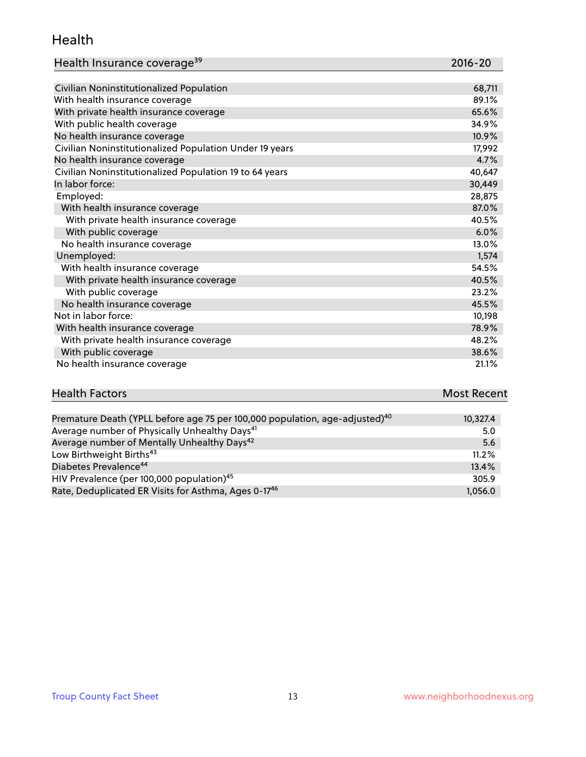## Health

| Health Insurance coverage[39] | 2016-20 |
|---|---|
| Civilian Noninstitutionalized Population | 68,711 |
| With health insurance coverage | 89.1% |
| With private health insurance coverage | 65.6% |
| With public health coverage | 34.9% |
| No health insurance coverage | 10.9% |
| Civilian Noninstitutionalized Population Under 19 years | 17,992 |
| No health insurance coverage | 4.7% |
| Civilian Noninstitutionalized Population 19 to 64 years | 40,647 |
| In labor force: | 30,449 |
| Employed: | 28,875 |
| With health insurance coverage | 87.0% |
| With private health insurance coverage | 40.5% |
| With public coverage | 6.0% |
| No health insurance coverage | 13.0% |
| Unemployed: | 1,574 |
| With health insurance coverage | 54.5% |
| With private health insurance coverage | 40.5% |
| With public coverage | 23.2% |
| No health insurance coverage | 45.5% |
| Not in labor force: | 10,198 |
| With health insurance coverage | 78.9% |
| With private health insurance coverage | 48.2% |
| With public coverage | 38.6% |
| No health insurance coverage | 21.1% |

| Health Factors | Most Recent |
|---|---|
| Premature Death (YPLL before age 75 per 100,000 population, age-adjusted)[40] | 10,327.4 |
| Average number of Physically Unhealthy Days[41] | 5.0 |
| Average number of Mentally Unhealthy Days[42] | 5.6 |
| Low Birthweight Births[43] | 11.2% |
| Diabetes Prevalence[44] | 13.4% |
| HIV Prevalence (per 100,000 population)[45] | 305.9 |
| Rate, Deduplicated ER Visits for Asthma, Ages 0-17[46] | 1,056.0 |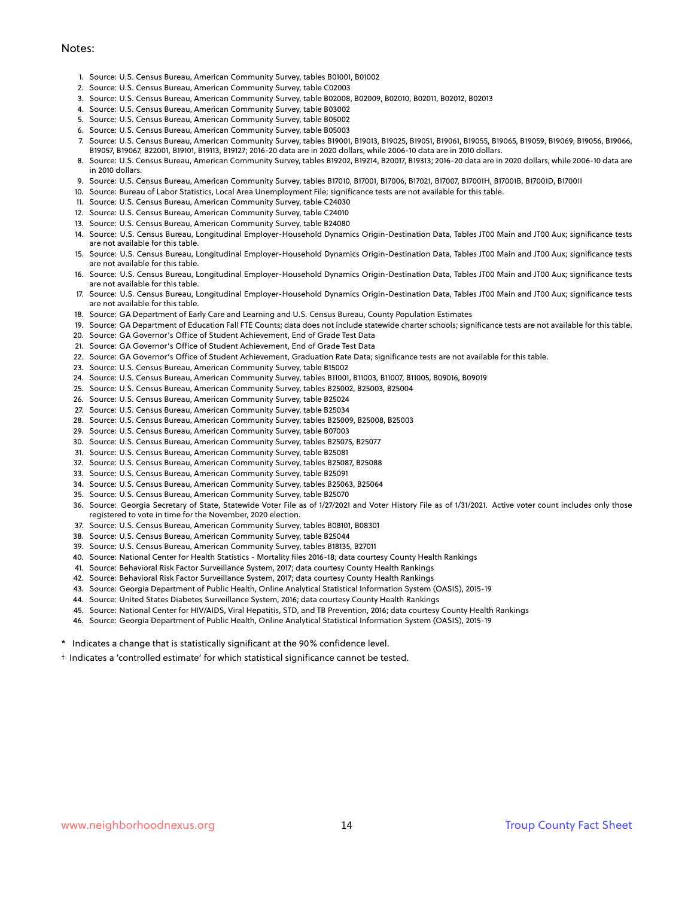Notes:

1. Source: U.S. Census Bureau, American Community Survey, tables B01001, B01002
2. Source: U.S. Census Bureau, American Community Survey, table C02003
3. Source: U.S. Census Bureau, American Community Survey, table B02008, B02009, B02010, B02011, B02012, B02013
4. Source: U.S. Census Bureau, American Community Survey, table B03002
5. Source: U.S. Census Bureau, American Community Survey, table B05002
6. Source: U.S. Census Bureau, American Community Survey, table B05003
7. Source: U.S. Census Bureau, American Community Survey, tables B19001, B19013, B19025, B19051, B19061, B19055, B19065, B19059, B19069, B19056, B19066, B19057, B19067, B22001, B19101, B19113, B19127; 2016-20 data are in 2020 dollars, while 2006-10 data are in 2010 dollars.
8. Source: U.S. Census Bureau, American Community Survey, tables B19202, B19214, B20017, B19313; 2016-20 data are in 2020 dollars, while 2006-10 data are in 2010 dollars.
9. Source: U.S. Census Bureau, American Community Survey, tables B17010, B17001, B17006, B17021, B17007, B17001H, B17001B, B17001D, B17001I
10. Source: Bureau of Labor Statistics, Local Area Unemployment File; significance tests are not available for this table.
11. Source: U.S. Census Bureau, American Community Survey, table C24030
12. Source: U.S. Census Bureau, American Community Survey, table C24010
13. Source: U.S. Census Bureau, American Community Survey, table B24080
14. Source: U.S. Census Bureau, Longitudinal Employer-Household Dynamics Origin-Destination Data, Tables JT00 Main and JT00 Aux; significance tests are not available for this table.
15. Source: U.S. Census Bureau, Longitudinal Employer-Household Dynamics Origin-Destination Data, Tables JT00 Main and JT00 Aux; significance tests are not available for this table.
16. Source: U.S. Census Bureau, Longitudinal Employer-Household Dynamics Origin-Destination Data, Tables JT00 Main and JT00 Aux; significance tests are not available for this table.
17. Source: U.S. Census Bureau, Longitudinal Employer-Household Dynamics Origin-Destination Data, Tables JT00 Main and JT00 Aux; significance tests are not available for this table.
18. Source: GA Department of Early Care and Learning and U.S. Census Bureau, County Population Estimates
19. Source: GA Department of Education Fall FTE Counts; data does not include statewide charter schools; significance tests are not available for this table.
20. Source: GA Governor's Office of Student Achievement, End of Grade Test Data
21. Source: GA Governor's Office of Student Achievement, End of Grade Test Data
22. Source: GA Governor's Office of Student Achievement, Graduation Rate Data; significance tests are not available for this table.
23. Source: U.S. Census Bureau, American Community Survey, table B15002
24. Source: U.S. Census Bureau, American Community Survey, tables B11001, B11003, B11007, B11005, B09016, B09019
25. Source: U.S. Census Bureau, American Community Survey, tables B25002, B25003, B25004
26. Source: U.S. Census Bureau, American Community Survey, table B25024
27. Source: U.S. Census Bureau, American Community Survey, table B25034
28. Source: U.S. Census Bureau, American Community Survey, tables B25009, B25008, B25003
29. Source: U.S. Census Bureau, American Community Survey, table B07003
30. Source: U.S. Census Bureau, American Community Survey, tables B25075, B25077
31. Source: U.S. Census Bureau, American Community Survey, table B25081
32. Source: U.S. Census Bureau, American Community Survey, tables B25087, B25088
33. Source: U.S. Census Bureau, American Community Survey, table B25091
34. Source: U.S. Census Bureau, American Community Survey, tables B25063, B25064
35. Source: U.S. Census Bureau, American Community Survey, table B25070
36. Source: Georgia Secretary of State, Statewide Voter File as of 1/27/2021 and Voter History File as of 1/31/2021. Active voter count includes only those registered to vote in time for the November, 2020 election.
37. Source: U.S. Census Bureau, American Community Survey, tables B08101, B08301
38. Source: U.S. Census Bureau, American Community Survey, table B25044
39. Source: U.S. Census Bureau, American Community Survey, tables B18135, B27011
40. Source: National Center for Health Statistics - Mortality files 2016-18; data courtesy County Health Rankings
41. Source: Behavioral Risk Factor Surveillance System, 2017; data courtesy County Health Rankings
42. Source: Behavioral Risk Factor Surveillance System, 2017; data courtesy County Health Rankings
43. Source: Georgia Department of Public Health, Online Analytical Statistical Information System (OASIS), 2015-19
44. Source: United States Diabetes Surveillance System, 2016; data courtesy County Health Rankings
45. Source: National Center for HIV/AIDS, Viral Hepatitis, STD, and TB Prevention, 2016; data courtesy County Health Rankings
46. Source: Georgia Department of Public Health, Online Analytical Statistical Information System (OASIS), 2015-19

\* Indicates a change that is statistically significant at the 90% confidence level.

† Indicates a 'controlled estimate' for which statistical significance cannot be tested.